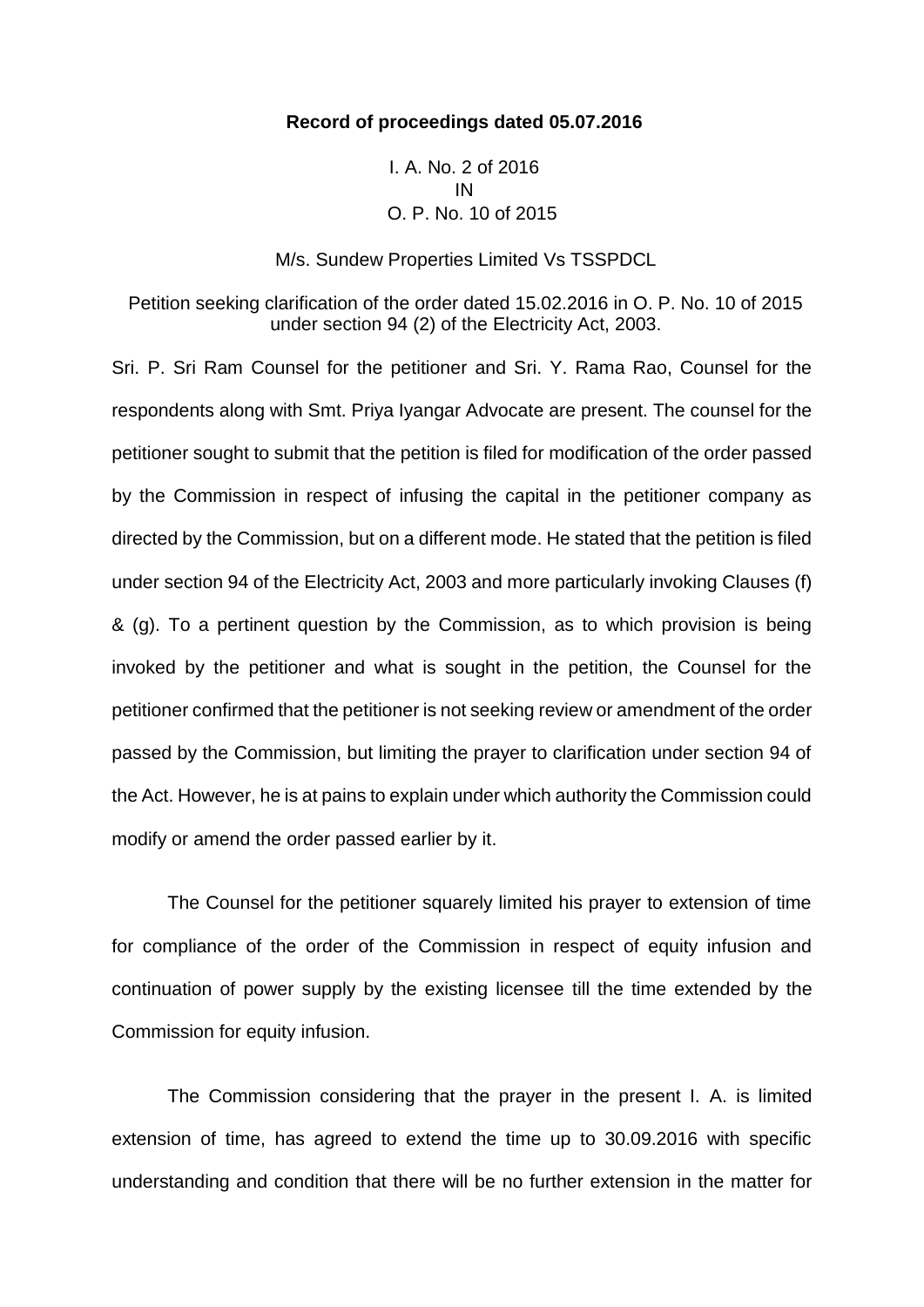**Record of proceedings dated 05.07.2016**

I. A. No. 2 of 2016
IN
O. P. No. 10 of 2015

M/s. Sundew Properties Limited Vs TSSPDCL

Petition seeking clarification of the order dated 15.02.2016 in O. P. No. 10 of 2015 under section 94 (2) of the Electricity Act, 2003.

Sri. P. Sri Ram Counsel for the petitioner and Sri. Y. Rama Rao, Counsel for the respondents along with Smt. Priya Iyangar Advocate are present. The counsel for the petitioner sought to submit that the petition is filed for modification of the order passed by the Commission in respect of infusing the capital in the petitioner company as directed by the Commission, but on a different mode. He stated that the petition is filed under section 94 of the Electricity Act, 2003 and more particularly invoking Clauses (f) & (g). To a pertinent question by the Commission, as to which provision is being invoked by the petitioner and what is sought in the petition, the Counsel for the petitioner confirmed that the petitioner is not seeking review or amendment of the order passed by the Commission, but limiting the prayer to clarification under section 94 of the Act. However, he is at pains to explain under which authority the Commission could modify or amend the order passed earlier by it.

The Counsel for the petitioner squarely limited his prayer to extension of time for compliance of the order of the Commission in respect of equity infusion and continuation of power supply by the existing licensee till the time extended by the Commission for equity infusion.

The Commission considering that the prayer in the present I. A. is limited extension of time, has agreed to extend the time up to 30.09.2016 with specific understanding and condition that there will be no further extension in the matter for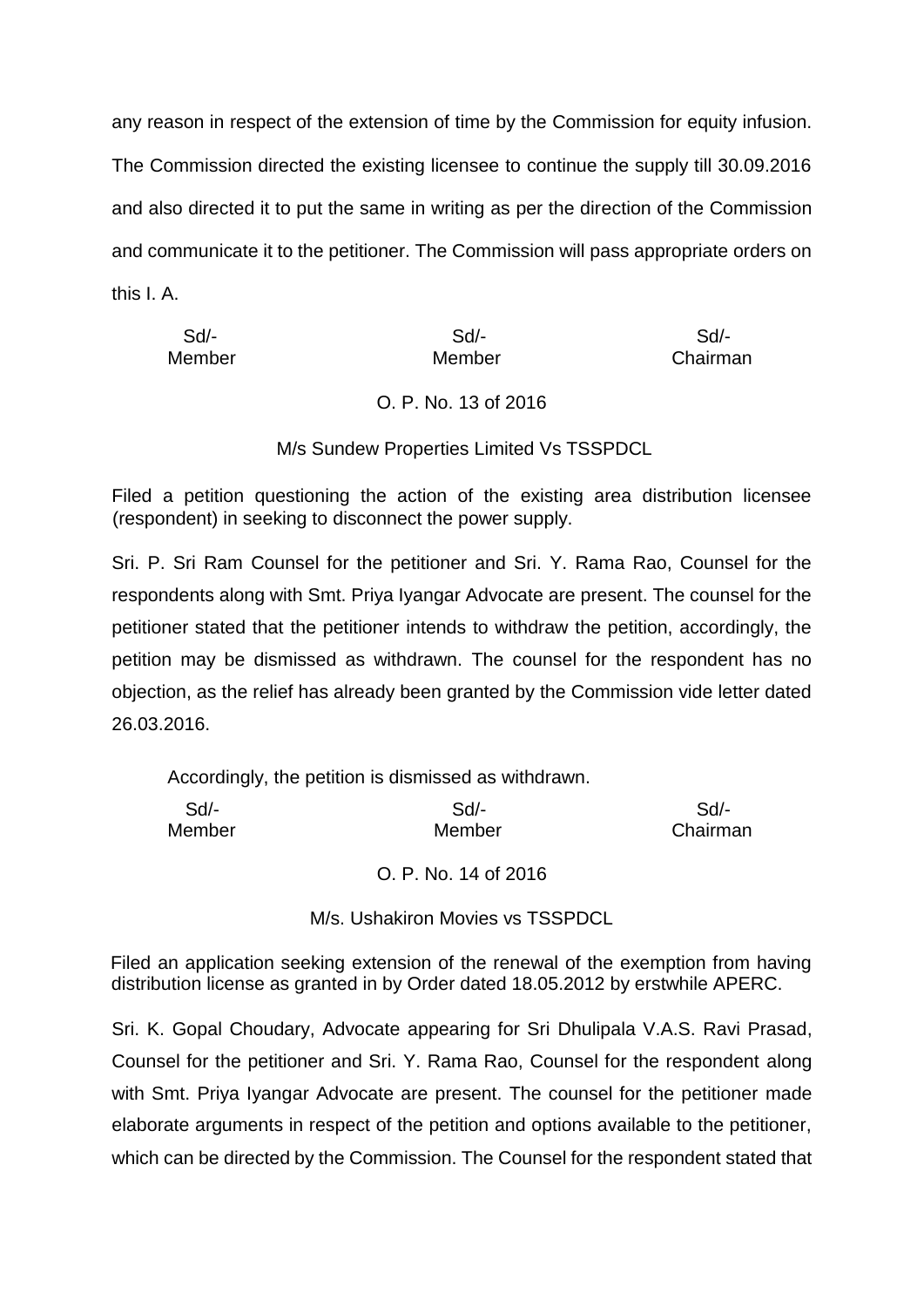any reason in respect of the extension of time by the Commission for equity infusion. The Commission directed the existing licensee to continue the supply till 30.09.2016 and also directed it to put the same in writing as per the direction of the Commission and communicate it to the petitioner. The Commission will pass appropriate orders on this I. A.

| Sd/- | Sd/- | Sd/- |
|---|---|---|
| Member | Member | Chairman |

O. P. No. 13 of 2016

M/s Sundew Properties Limited Vs TSSPDCL

Filed a petition questioning the action of the existing area distribution licensee (respondent) in seeking to disconnect the power supply.

Sri. P. Sri Ram Counsel for the petitioner and Sri. Y. Rama Rao, Counsel for the respondents along with Smt. Priya Iyangar Advocate are present. The counsel for the petitioner stated that the petitioner intends to withdraw the petition, accordingly, the petition may be dismissed as withdrawn. The counsel for the respondent has no objection, as the relief has already been granted by the Commission vide letter dated 26.03.2016.

Accordingly, the petition is dismissed as withdrawn.

| Sd/- | Sd/- | Sd/- |
|---|---|---|
| Member | Member | Chairman |

O. P. No. 14 of 2016

M/s. Ushakiron Movies vs TSSPDCL

Filed an application seeking extension of the renewal of the exemption from having distribution license as granted in by Order dated 18.05.2012 by erstwhile APERC.

Sri. K. Gopal Choudary, Advocate appearing for Sri Dhulipala V.A.S. Ravi Prasad, Counsel for the petitioner and Sri. Y. Rama Rao, Counsel for the respondent along with Smt. Priya Iyangar Advocate are present. The counsel for the petitioner made elaborate arguments in respect of the petition and options available to the petitioner, which can be directed by the Commission. The Counsel for the respondent stated that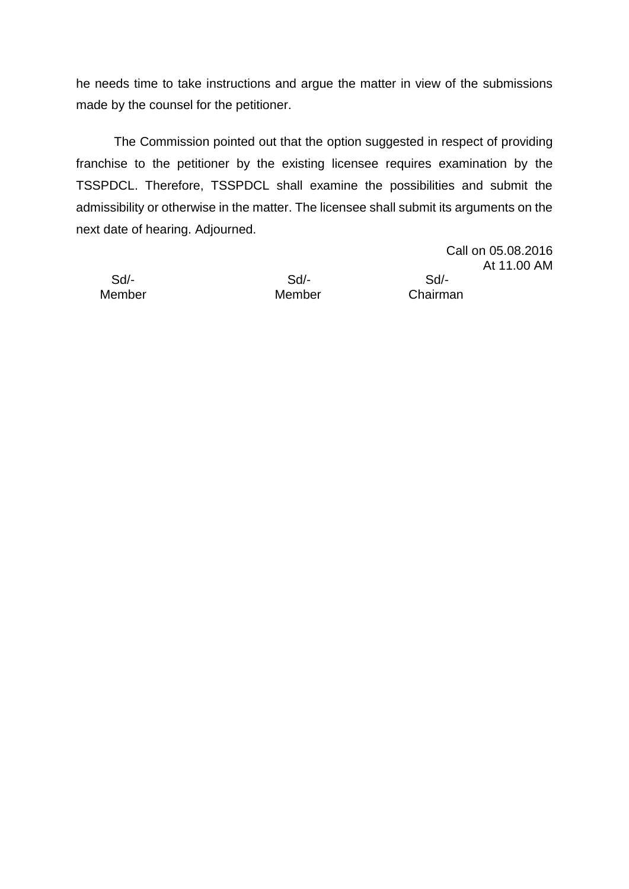he needs time to take instructions and argue the matter in view of the submissions made by the counsel for the petitioner.

The Commission pointed out that the option suggested in respect of providing franchise to the petitioner by the existing licensee requires examination by the TSSPDCL. Therefore, TSSPDCL shall examine the possibilities and submit the admissibility or otherwise in the matter. The licensee shall submit its arguments on the next date of hearing. Adjourned.

Call on 05.08.2016
At 11.00 AM

| | | |
|---|---|---|
| Sd/- | Sd/- | Sd/- |
| Member | Member | Chairman |